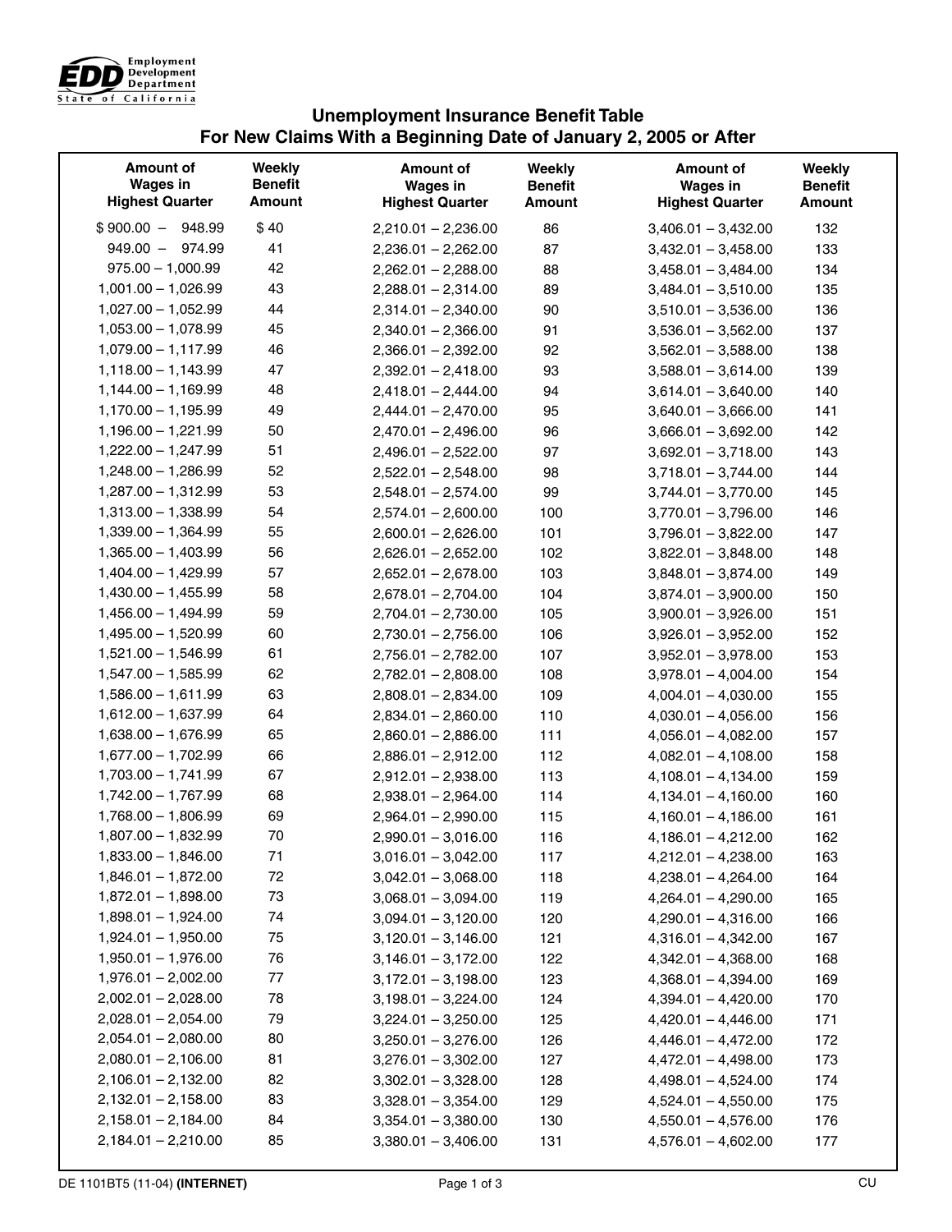Employment Development Department
State of California

# Unemployment Insurance Benefit Table
## For New Claims With a Beginning Date of January 2, 2005 or After

| Amount of Wages in Highest Quarter | Weekly Benefit Amount | Amount of Wages in Highest Quarter | Weekly Benefit Amount | Amount of Wages in Highest Quarter | Weekly Benefit Amount |
|---|---|---|---|---|---|
| $ 900.00 – 948.99 | $ 40 | 2,210.01 – 2,236.00 | 86 | 3,406.01 – 3,432.00 | 132 |
| 949.00 – 974.99 | 41 | 2,236.01 – 2,262.00 | 87 | 3,432.01 – 3,458.00 | 133 |
| 975.00 – 1,000.99 | 42 | 2,262.01 – 2,288.00 | 88 | 3,458.01 – 3,484.00 | 134 |
| 1,001.00 – 1,026.99 | 43 | 2,288.01 – 2,314.00 | 89 | 3,484.01 – 3,510.00 | 135 |
| 1,027.00 – 1,052.99 | 44 | 2,314.01 – 2,340.00 | 90 | 3,510.01 – 3,536.00 | 136 |
| 1,053.00 – 1,078.99 | 45 | 2,340.01 – 2,366.00 | 91 | 3,536.01 – 3,562.00 | 137 |
| 1,079.00 – 1,117.99 | 46 | 2,366.01 – 2,392.00 | 92 | 3,562.01 – 3,588.00 | 138 |
| 1,118.00 – 1,143.99 | 47 | 2,392.01 – 2,418.00 | 93 | 3,588.01 – 3,614.00 | 139 |
| 1,144.00 – 1,169.99 | 48 | 2,418.01 – 2,444.00 | 94 | 3,614.01 – 3,640.00 | 140 |
| 1,170.00 – 1,195.99 | 49 | 2,444.01 – 2,470.00 | 95 | 3,640.01 – 3,666.00 | 141 |
| 1,196.00 – 1,221.99 | 50 | 2,470.01 – 2,496.00 | 96 | 3,666.01 – 3,692.00 | 142 |
| 1,222.00 – 1,247.99 | 51 | 2,496.01 – 2,522.00 | 97 | 3,692.01 – 3,718.00 | 143 |
| 1,248.00 – 1,286.99 | 52 | 2,522.01 – 2,548.00 | 98 | 3,718.01 – 3,744.00 | 144 |
| 1,287.00 – 1,312.99 | 53 | 2,548.01 – 2,574.00 | 99 | 3,744.01 – 3,770.00 | 145 |
| 1,313.00 – 1,338.99 | 54 | 2,574.01 – 2,600.00 | 100 | 3,770.01 – 3,796.00 | 146 |
| 1,339.00 – 1,364.99 | 55 | 2,600.01 – 2,626.00 | 101 | 3,796.01 – 3,822.00 | 147 |
| 1,365.00 – 1,403.99 | 56 | 2,626.01 – 2,652.00 | 102 | 3,822.01 – 3,848.00 | 148 |
| 1,404.00 – 1,429.99 | 57 | 2,652.01 – 2,678.00 | 103 | 3,848.01 – 3,874.00 | 149 |
| 1,430.00 – 1,455.99 | 58 | 2,678.01 – 2,704.00 | 104 | 3,874.01 – 3,900.00 | 150 |
| 1,456.00 – 1,494.99 | 59 | 2,704.01 – 2,730.00 | 105 | 3,900.01 – 3,926.00 | 151 |
| 1,495.00 – 1,520.99 | 60 | 2,730.01 – 2,756.00 | 106 | 3,926.01 – 3,952.00 | 152 |
| 1,521.00 – 1,546.99 | 61 | 2,756.01 – 2,782.00 | 107 | 3,952.01 – 3,978.00 | 153 |
| 1,547.00 – 1,585.99 | 62 | 2,782.01 – 2,808.00 | 108 | 3,978.01 – 4,004.00 | 154 |
| 1,586.00 – 1,611.99 | 63 | 2,808.01 – 2,834.00 | 109 | 4,004.01 – 4,030.00 | 155 |
| 1,612.00 – 1,637.99 | 64 | 2,834.01 – 2,860.00 | 110 | 4,030.01 – 4,056.00 | 156 |
| 1,638.00 – 1,676.99 | 65 | 2,860.01 – 2,886.00 | 111 | 4,056.01 – 4,082.00 | 157 |
| 1,677.00 – 1,702.99 | 66 | 2,886.01 – 2,912.00 | 112 | 4,082.01 – 4,108.00 | 158 |
| 1,703.00 – 1,741.99 | 67 | 2,912.01 – 2,938.00 | 113 | 4,108.01 – 4,134.00 | 159 |
| 1,742.00 – 1,767.99 | 68 | 2,938.01 – 2,964.00 | 114 | 4,134.01 – 4,160.00 | 160 |
| 1,768.00 – 1,806.99 | 69 | 2,964.01 – 2,990.00 | 115 | 4,160.01 – 4,186.00 | 161 |
| 1,807.00 – 1,832.99 | 70 | 2,990.01 – 3,016.00 | 116 | 4,186.01 – 4,212.00 | 162 |
| 1,833.00 – 1,846.00 | 71 | 3,016.01 – 3,042.00 | 117 | 4,212.01 – 4,238.00 | 163 |
| 1,846.01 – 1,872.00 | 72 | 3,042.01 – 3,068.00 | 118 | 4,238.01 – 4,264.00 | 164 |
| 1,872.01 – 1,898.00 | 73 | 3,068.01 – 3,094.00 | 119 | 4,264.01 – 4,290.00 | 165 |
| 1,898.01 – 1,924.00 | 74 | 3,094.01 – 3,120.00 | 120 | 4,290.01 – 4,316.00 | 166 |
| 1,924.01 – 1,950.00 | 75 | 3,120.01 – 3,146.00 | 121 | 4,316.01 – 4,342.00 | 167 |
| 1,950.01 – 1,976.00 | 76 | 3,146.01 – 3,172.00 | 122 | 4,342.01 – 4,368.00 | 168 |
| 1,976.01 – 2,002.00 | 77 | 3,172.01 – 3,198.00 | 123 | 4,368.01 – 4,394.00 | 169 |
| 2,002.01 – 2,028.00 | 78 | 3,198.01 – 3,224.00 | 124 | 4,394.01 – 4,420.00 | 170 |
| 2,028.01 – 2,054.00 | 79 | 3,224.01 – 3,250.00 | 125 | 4,420.01 – 4,446.00 | 171 |
| 2,054.01 – 2,080.00 | 80 | 3,250.01 – 3,276.00 | 126 | 4,446.01 – 4,472.00 | 172 |
| 2,080.01 – 2,106.00 | 81 | 3,276.01 – 3,302.00 | 127 | 4,472.01 – 4,498.00 | 173 |
| 2,106.01 – 2,132.00 | 82 | 3,302.01 – 3,328.00 | 128 | 4,498.01 – 4,524.00 | 174 |
| 2,132.01 – 2,158.00 | 83 | 3,328.01 – 3,354.00 | 129 | 4,524.01 – 4,550.00 | 175 |
| 2,158.01 – 2,184.00 | 84 | 3,354.01 – 3,380.00 | 130 | 4,550.01 – 4,576.00 | 176 |
| 2,184.01 – 2,210.00 | 85 | 3,380.01 – 3,406.00 | 131 | 4,576.01 – 4,602.00 | 177 |

DE 1101BT5 (11-04) **(INTERNET)** CU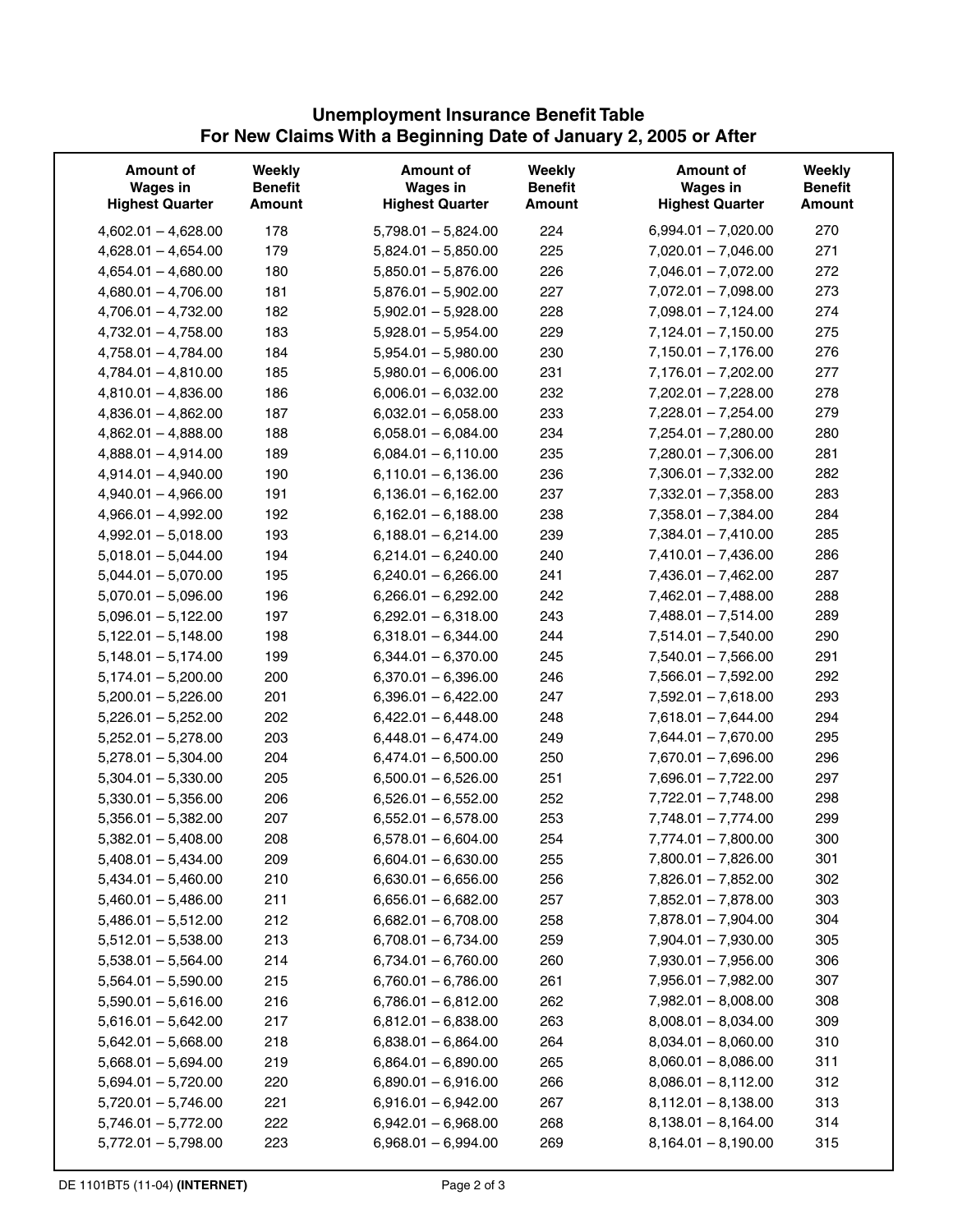## Unemployment Insurance Benefit Table
## For New Claims With a Beginning Date of January 2, 2005 or After

| Amount of Wages in Highest Quarter | Weekly Benefit Amount | Amount of Wages in Highest Quarter | Weekly Benefit Amount | Amount of Wages in Highest Quarter | Weekly Benefit Amount |
|---|---|---|---|---|---|
| 4,602.01 – 4,628.00 | 178 | 5,798.01 – 5,824.00 | 224 | 6,994.01 – 7,020.00 | 270 |
| 4,628.01 – 4,654.00 | 179 | 5,824.01 – 5,850.00 | 225 | 7,020.01 – 7,046.00 | 271 |
| 4,654.01 – 4,680.00 | 180 | 5,850.01 – 5,876.00 | 226 | 7,046.01 – 7,072.00 | 272 |
| 4,680.01 – 4,706.00 | 181 | 5,876.01 – 5,902.00 | 227 | 7,072.01 – 7,098.00 | 273 |
| 4,706.01 – 4,732.00 | 182 | 5,902.01 – 5,928.00 | 228 | 7,098.01 – 7,124.00 | 274 |
| 4,732.01 – 4,758.00 | 183 | 5,928.01 – 5,954.00 | 229 | 7,124.01 – 7,150.00 | 275 |
| 4,758.01 – 4,784.00 | 184 | 5,954.01 – 5,980.00 | 230 | 7,150.01 – 7,176.00 | 276 |
| 4,784.01 – 4,810.00 | 185 | 5,980.01 – 6,006.00 | 231 | 7,176.01 – 7,202.00 | 277 |
| 4,810.01 – 4,836.00 | 186 | 6,006.01 – 6,032.00 | 232 | 7,202.01 – 7,228.00 | 278 |
| 4,836.01 – 4,862.00 | 187 | 6,032.01 – 6,058.00 | 233 | 7,228.01 – 7,254.00 | 279 |
| 4,862.01 – 4,888.00 | 188 | 6,058.01 – 6,084.00 | 234 | 7,254.01 – 7,280.00 | 280 |
| 4,888.01 – 4,914.00 | 189 | 6,084.01 – 6,110.00 | 235 | 7,280.01 – 7,306.00 | 281 |
| 4,914.01 – 4,940.00 | 190 | 6,110.01 – 6,136.00 | 236 | 7,306.01 – 7,332.00 | 282 |
| 4,940.01 – 4,966.00 | 191 | 6,136.01 – 6,162.00 | 237 | 7,332.01 – 7,358.00 | 283 |
| 4,966.01 – 4,992.00 | 192 | 6,162.01 – 6,188.00 | 238 | 7,358.01 – 7,384.00 | 284 |
| 4,992.01 – 5,018.00 | 193 | 6,188.01 – 6,214.00 | 239 | 7,384.01 – 7,410.00 | 285 |
| 5,018.01 – 5,044.00 | 194 | 6,214.01 – 6,240.00 | 240 | 7,410.01 – 7,436.00 | 286 |
| 5,044.01 – 5,070.00 | 195 | 6,240.01 – 6,266.00 | 241 | 7,436.01 – 7,462.00 | 287 |
| 5,070.01 – 5,096.00 | 196 | 6,266.01 – 6,292.00 | 242 | 7,462.01 – 7,488.00 | 288 |
| 5,096.01 – 5,122.00 | 197 | 6,292.01 – 6,318.00 | 243 | 7,488.01 – 7,514.00 | 289 |
| 5,122.01 – 5,148.00 | 198 | 6,318.01 – 6,344.00 | 244 | 7,514.01 – 7,540.00 | 290 |
| 5,148.01 – 5,174.00 | 199 | 6,344.01 – 6,370.00 | 245 | 7,540.01 – 7,566.00 | 291 |
| 5,174.01 – 5,200.00 | 200 | 6,370.01 – 6,396.00 | 246 | 7,566.01 – 7,592.00 | 292 |
| 5,200.01 – 5,226.00 | 201 | 6,396.01 – 6,422.00 | 247 | 7,592.01 – 7,618.00 | 293 |
| 5,226.01 – 5,252.00 | 202 | 6,422.01 – 6,448.00 | 248 | 7,618.01 – 7,644.00 | 294 |
| 5,252.01 – 5,278.00 | 203 | 6,448.01 – 6,474.00 | 249 | 7,644.01 – 7,670.00 | 295 |
| 5,278.01 – 5,304.00 | 204 | 6,474.01 – 6,500.00 | 250 | 7,670.01 – 7,696.00 | 296 |
| 5,304.01 – 5,330.00 | 205 | 6,500.01 – 6,526.00 | 251 | 7,696.01 – 7,722.00 | 297 |
| 5,330.01 – 5,356.00 | 206 | 6,526.01 – 6,552.00 | 252 | 7,722.01 – 7,748.00 | 298 |
| 5,356.01 – 5,382.00 | 207 | 6,552.01 – 6,578.00 | 253 | 7,748.01 – 7,774.00 | 299 |
| 5,382.01 – 5,408.00 | 208 | 6,578.01 – 6,604.00 | 254 | 7,774.01 – 7,800.00 | 300 |
| 5,408.01 – 5,434.00 | 209 | 6,604.01 – 6,630.00 | 255 | 7,800.01 – 7,826.00 | 301 |
| 5,434.01 – 5,460.00 | 210 | 6,630.01 – 6,656.00 | 256 | 7,826.01 – 7,852.00 | 302 |
| 5,460.01 – 5,486.00 | 211 | 6,656.01 – 6,682.00 | 257 | 7,852.01 – 7,878.00 | 303 |
| 5,486.01 – 5,512.00 | 212 | 6,682.01 – 6,708.00 | 258 | 7,878.01 – 7,904.00 | 304 |
| 5,512.01 – 5,538.00 | 213 | 6,708.01 – 6,734.00 | 259 | 7,904.01 – 7,930.00 | 305 |
| 5,538.01 – 5,564.00 | 214 | 6,734.01 – 6,760.00 | 260 | 7,930.01 – 7,956.00 | 306 |
| 5,564.01 – 5,590.00 | 215 | 6,760.01 – 6,786.00 | 261 | 7,956.01 – 7,982.00 | 307 |
| 5,590.01 – 5,616.00 | 216 | 6,786.01 – 6,812.00 | 262 | 7,982.01 – 8,008.00 | 308 |
| 5,616.01 – 5,642.00 | 217 | 6,812.01 – 6,838.00 | 263 | 8,008.01 – 8,034.00 | 309 |
| 5,642.01 – 5,668.00 | 218 | 6,838.01 – 6,864.00 | 264 | 8,034.01 – 8,060.00 | 310 |
| 5,668.01 – 5,694.00 | 219 | 6,864.01 – 6,890.00 | 265 | 8,060.01 – 8,086.00 | 311 |
| 5,694.01 – 5,720.00 | 220 | 6,890.01 – 6,916.00 | 266 | 8,086.01 – 8,112.00 | 312 |
| 5,720.01 – 5,746.00 | 221 | 6,916.01 – 6,942.00 | 267 | 8,112.01 – 8,138.00 | 313 |
| 5,746.01 – 5,772.00 | 222 | 6,942.01 – 6,968.00 | 268 | 8,138.01 – 8,164.00 | 314 |
| 5,772.01 – 5,798.00 | 223 | 6,968.01 – 6,994.00 | 269 | 8,164.01 – 8,190.00 | 315 |

DE 1101BT5 (11-04) **(INTERNET)**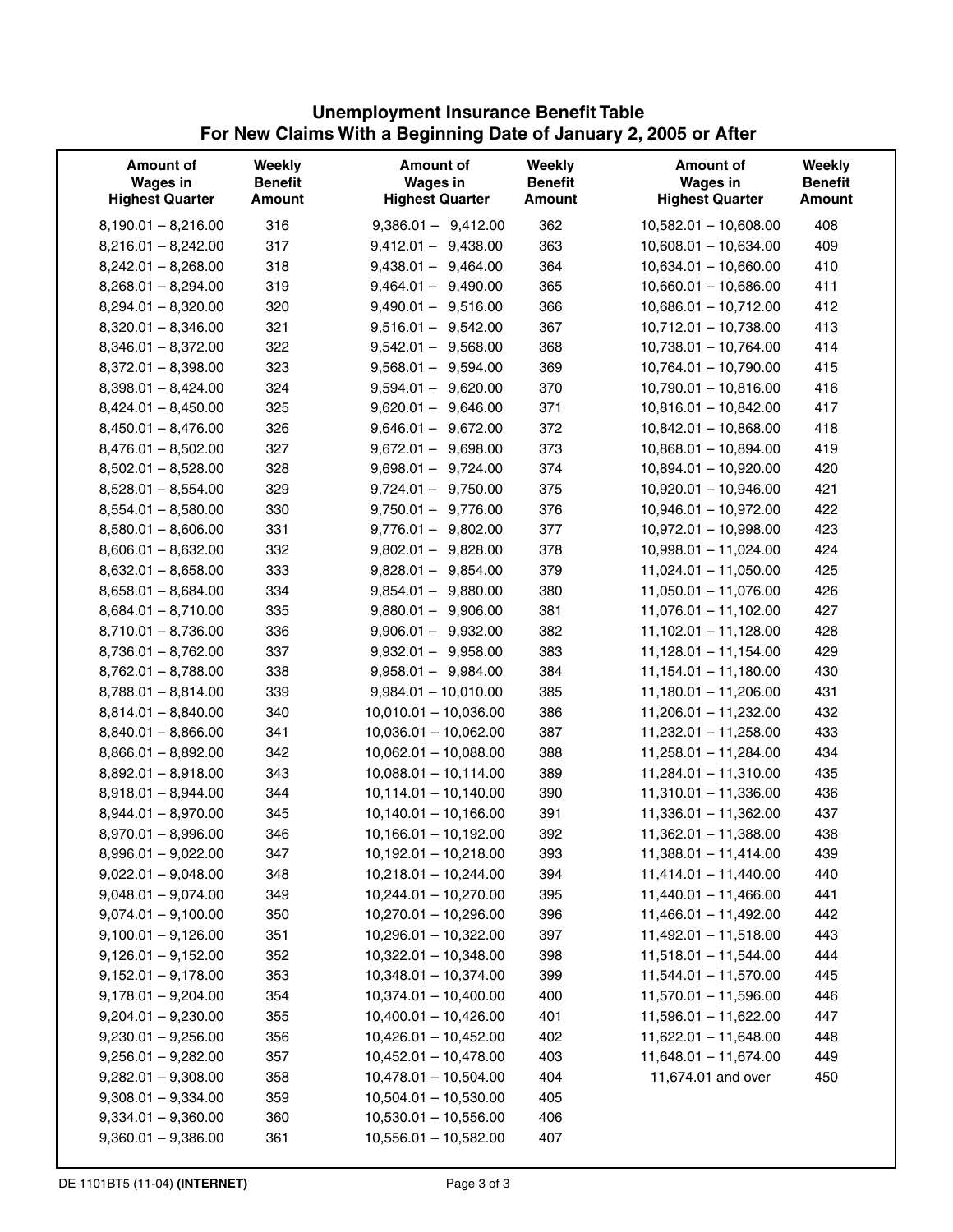## Unemployment Insurance Benefit Table
## For New Claims With a Beginning Date of January 2, 2005 or After

| Amount of Wages in Highest Quarter | Weekly Benefit Amount | Amount of Wages in Highest Quarter | Weekly Benefit Amount | Amount of Wages in Highest Quarter | Weekly Benefit Amount |
|---|---|---|---|---|---|
| 8,190.01 – 8,216.00 | 316 | 9,386.01 – 9,412.00 | 362 | 10,582.01 – 10,608.00 | 408 |
| 8,216.01 – 8,242.00 | 317 | 9,412.01 – 9,438.00 | 363 | 10,608.01 – 10,634.00 | 409 |
| 8,242.01 – 8,268.00 | 318 | 9,438.01 – 9,464.00 | 364 | 10,634.01 – 10,660.00 | 410 |
| 8,268.01 – 8,294.00 | 319 | 9,464.01 – 9,490.00 | 365 | 10,660.01 – 10,686.00 | 411 |
| 8,294.01 – 8,320.00 | 320 | 9,490.01 – 9,516.00 | 366 | 10,686.01 – 10,712.00 | 412 |
| 8,320.01 – 8,346.00 | 321 | 9,516.01 – 9,542.00 | 367 | 10,712.01 – 10,738.00 | 413 |
| 8,346.01 – 8,372.00 | 322 | 9,542.01 – 9,568.00 | 368 | 10,738.01 – 10,764.00 | 414 |
| 8,372.01 – 8,398.00 | 323 | 9,568.01 – 9,594.00 | 369 | 10,764.01 – 10,790.00 | 415 |
| 8,398.01 – 8,424.00 | 324 | 9,594.01 – 9,620.00 | 370 | 10,790.01 – 10,816.00 | 416 |
| 8,424.01 – 8,450.00 | 325 | 9,620.01 – 9,646.00 | 371 | 10,816.01 – 10,842.00 | 417 |
| 8,450.01 – 8,476.00 | 326 | 9,646.01 – 9,672.00 | 372 | 10,842.01 – 10,868.00 | 418 |
| 8,476.01 – 8,502.00 | 327 | 9,672.01 – 9,698.00 | 373 | 10,868.01 – 10,894.00 | 419 |
| 8,502.01 – 8,528.00 | 328 | 9,698.01 – 9,724.00 | 374 | 10,894.01 – 10,920.00 | 420 |
| 8,528.01 – 8,554.00 | 329 | 9,724.01 – 9,750.00 | 375 | 10,920.01 – 10,946.00 | 421 |
| 8,554.01 – 8,580.00 | 330 | 9,750.01 – 9,776.00 | 376 | 10,946.01 – 10,972.00 | 422 |
| 8,580.01 – 8,606.00 | 331 | 9,776.01 – 9,802.00 | 377 | 10,972.01 – 10,998.00 | 423 |
| 8,606.01 – 8,632.00 | 332 | 9,802.01 – 9,828.00 | 378 | 10,998.01 – 11,024.00 | 424 |
| 8,632.01 – 8,658.00 | 333 | 9,828.01 – 9,854.00 | 379 | 11,024.01 – 11,050.00 | 425 |
| 8,658.01 – 8,684.00 | 334 | 9,854.01 – 9,880.00 | 380 | 11,050.01 – 11,076.00 | 426 |
| 8,684.01 – 8,710.00 | 335 | 9,880.01 – 9,906.00 | 381 | 11,076.01 – 11,102.00 | 427 |
| 8,710.01 – 8,736.00 | 336 | 9,906.01 – 9,932.00 | 382 | 11,102.01 – 11,128.00 | 428 |
| 8,736.01 – 8,762.00 | 337 | 9,932.01 – 9,958.00 | 383 | 11,128.01 – 11,154.00 | 429 |
| 8,762.01 – 8,788.00 | 338 | 9,958.01 – 9,984.00 | 384 | 11,154.01 – 11,180.00 | 430 |
| 8,788.01 – 8,814.00 | 339 | 9,984.01 – 10,010.00 | 385 | 11,180.01 – 11,206.00 | 431 |
| 8,814.01 – 8,840.00 | 340 | 10,010.01 – 10,036.00 | 386 | 11,206.01 – 11,232.00 | 432 |
| 8,840.01 – 8,866.00 | 341 | 10,036.01 – 10,062.00 | 387 | 11,232.01 – 11,258.00 | 433 |
| 8,866.01 – 8,892.00 | 342 | 10,062.01 – 10,088.00 | 388 | 11,258.01 – 11,284.00 | 434 |
| 8,892.01 – 8,918.00 | 343 | 10,088.01 – 10,114.00 | 389 | 11,284.01 – 11,310.00 | 435 |
| 8,918.01 – 8,944.00 | 344 | 10,114.01 – 10,140.00 | 390 | 11,310.01 – 11,336.00 | 436 |
| 8,944.01 – 8,970.00 | 345 | 10,140.01 – 10,166.00 | 391 | 11,336.01 – 11,362.00 | 437 |
| 8,970.01 – 8,996.00 | 346 | 10,166.01 – 10,192.00 | 392 | 11,362.01 – 11,388.00 | 438 |
| 8,996.01 – 9,022.00 | 347 | 10,192.01 – 10,218.00 | 393 | 11,388.01 – 11,414.00 | 439 |
| 9,022.01 – 9,048.00 | 348 | 10,218.01 – 10,244.00 | 394 | 11,414.01 – 11,440.00 | 440 |
| 9,048.01 – 9,074.00 | 349 | 10,244.01 – 10,270.00 | 395 | 11,440.01 – 11,466.00 | 441 |
| 9,074.01 – 9,100.00 | 350 | 10,270.01 – 10,296.00 | 396 | 11,466.01 – 11,492.00 | 442 |
| 9,100.01 – 9,126.00 | 351 | 10,296.01 – 10,322.00 | 397 | 11,492.01 – 11,518.00 | 443 |
| 9,126.01 – 9,152.00 | 352 | 10,322.01 – 10,348.00 | 398 | 11,518.01 – 11,544.00 | 444 |
| 9,152.01 – 9,178.00 | 353 | 10,348.01 – 10,374.00 | 399 | 11,544.01 – 11,570.00 | 445 |
| 9,178.01 – 9,204.00 | 354 | 10,374.01 – 10,400.00 | 400 | 11,570.01 – 11,596.00 | 446 |
| 9,204.01 – 9,230.00 | 355 | 10,400.01 – 10,426.00 | 401 | 11,596.01 – 11,622.00 | 447 |
| 9,230.01 – 9,256.00 | 356 | 10,426.01 – 10,452.00 | 402 | 11,622.01 – 11,648.00 | 448 |
| 9,256.01 – 9,282.00 | 357 | 10,452.01 – 10,478.00 | 403 | 11,648.01 – 11,674.00 | 449 |
| 9,282.01 – 9,308.00 | 358 | 10,478.01 – 10,504.00 | 404 | 11,674.01 and over | 450 |
| 9,308.01 – 9,334.00 | 359 | 10,504.01 – 10,530.00 | 405 | | |
| 9,334.01 – 9,360.00 | 360 | 10,530.01 – 10,556.00 | 406 | | |
| 9,360.01 – 9,386.00 | 361 | 10,556.01 – 10,582.00 | 407 | | |

DE 1101BT5 (11-04) **(INTERNET)**